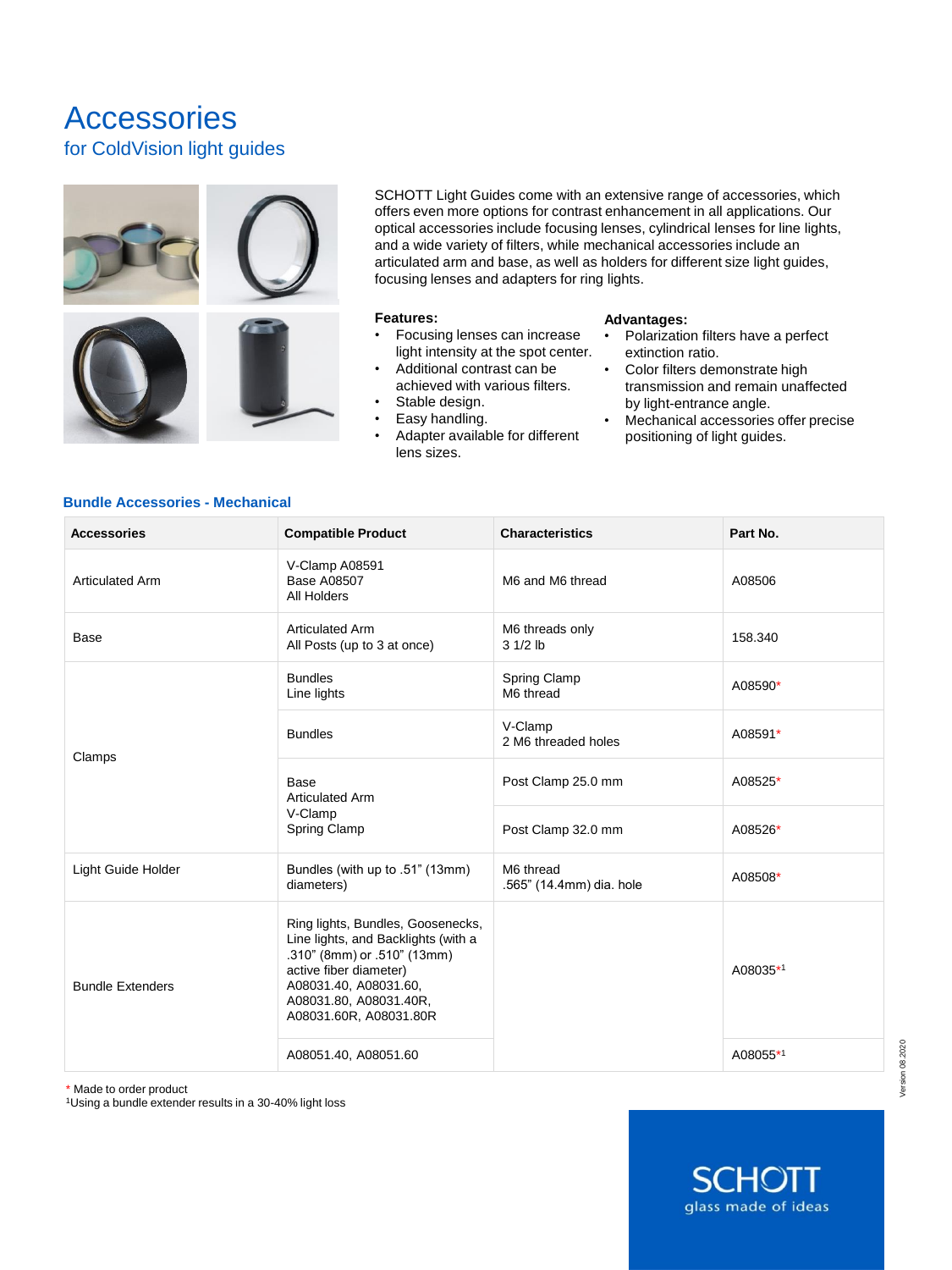# Accessories

## for ColdVision light guides

SCHOTT Light Guides come with an extensive range of accessories, which offers even more options for contrast enhancement in all applications. Our optical accessories include focusing lenses, cylindrical lenses for line lights, and a wide variety of filters, while mechanical accessories include an articulated arm and base, as well as holders for different size light guides, focusing lenses and adapters for ring lights.

**Features:**

- Focusing lenses can increase light intensity at the spot center.
- Additional contrast can be achieved with various filters.
- Stable design.
- Easy handling.
- Adapter available for different lens sizes.

**Advantages:**

- Polarization filters have a perfect extinction ratio.
- Color filters demonstrate high transmission and remain unaffected by light-entrance angle.
- Mechanical accessories offer precise positioning of light guides.

### Bundle Accessories - Mechanical

| Accessories | Compatible Product | Characteristics | Part No. |
|---|---|---|---|
| Articulated Arm | V-Clamp A08591<br>Base A08507<br>All Holders | M6 and M6 thread | A08506 |
| Base | Articulated Arm<br>All Posts (up to 3 at once) | M6 threads only<br>3 1/2 lb | 158.340 |
| Clamps | Bundles<br>Line lights | Spring Clamp<br>M6 thread | A08590* |
| | Bundles | V-Clamp<br>2 M6 threaded holes | A08591* |
| | Base<br>Articulated Arm<br>V-Clamp<br>Spring Clamp | Post Clamp 25.0 mm | A08525* |
| | | Post Clamp 32.0 mm | A08526* |
| Light Guide Holder | Bundles (with up to .51" (13mm) diameters) | M6 thread<br>.565" (14.4mm) dia. hole | A08508* |
| Bundle Extenders | Ring lights, Bundles, Goosenecks, Line lights, and Backlights (with a .310" (8mm) or .510" (13mm) active fiber diameter)<br>A08031.40, A08031.60, A08031.80, A08031.40R, A08031.60R, A08031.80R | | A08035*[1] |
| | A08051.40, A08051.60 | | A08055*[1] |

\* Made to order product
[1]Using a bundle extender results in a 30-40% light loss

Version 08 2020

SCHOTT
glass made of ideas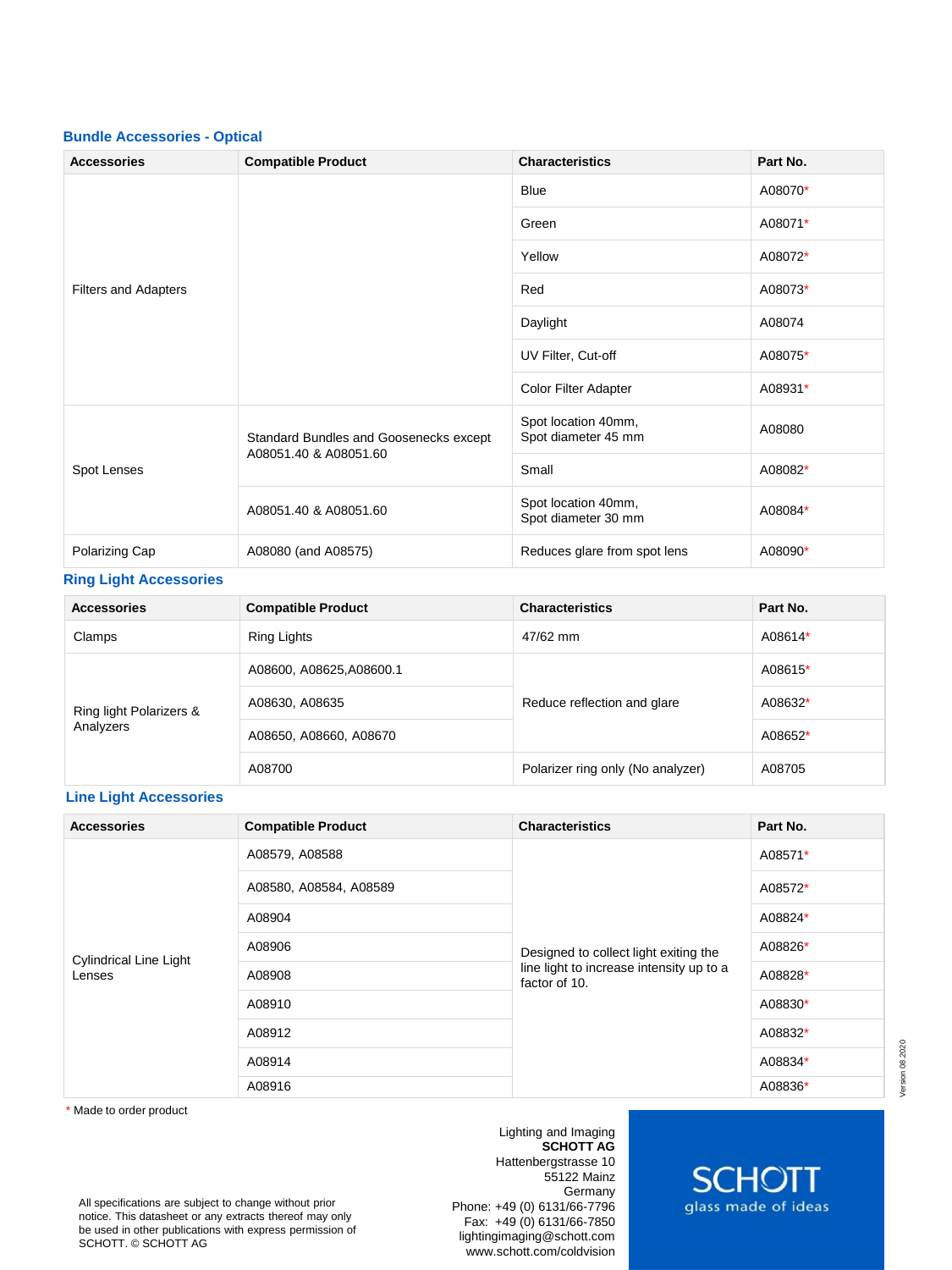### Bundle Accessories - Optical

| Accessories | Compatible Product | Characteristics | Part No. |
|---|---|---|---|
| Filters and Adapters | | Blue | A08070* |
| | | Green | A08071* |
| | | Yellow | A08072* |
| | | Red | A08073* |
| | | Daylight | A08074 |
| | | UV Filter, Cut-off | A08075* |
| | | Color Filter Adapter | A08931* |
| Spot Lenses | Standard Bundles and Goosenecks except A08051.40 & A08051.60 | Spot location 40mm, Spot diameter 45 mm | A08080 |
| | | Small | A08082* |
| | A08051.40 & A08051.60 | Spot location 40mm, Spot diameter 30 mm | A08084* |
| Polarizing Cap | A08080 (and A08575) | Reduces glare from spot lens | A08090* |

### Ring Light Accessories

| Accessories | Compatible Product | Characteristics | Part No. |
|---|---|---|---|
| Clamps | Ring Lights | 47/62 mm | A08614* |
| Ring light Polarizers & Analyzers | A08600, A08625,A08600.1 | Reduce reflection and glare | A08615* |
| | A08630, A08635 | | A08632* |
| | A08650, A08660, A08670 | | A08652* |
| | A08700 | Polarizer ring only (No analyzer) | A08705 |

### Line Light Accessories

| Accessories | Compatible Product | Characteristics | Part No. |
|---|---|---|---|
| Cylindrical Line Light Lenses | A08579, A08588 | Designed to collect light exiting the line light to increase intensity up to a factor of 10. | A08571* |
| | A08580, A08584, A08589 | | A08572* |
| | A08904 | | A08824* |
| | A08906 | | A08826* |
| | A08908 | | A08828* |
| | A08910 | | A08830* |
| | A08912 | | A08832* |
| | A08914 | | A08834* |
| | A08916 | | A08836* |

\* Made to order product

Lighting and Imaging
**SCHOTT AG**
Hattenbergstrasse 10
55122 Mainz
Germany
Phone: +49 (0) 6131/66-7796
Fax: +49 (0) 6131/66-7850
lightingimaging@schott.com
www.schott.com/coldvision

SCHOTT
glass made of ideas

All specifications are subject to change without prior notice. This datasheet or any extracts thereof may only be used in other publications with express permission of SCHOTT. © SCHOTT AG

Version 08.2020